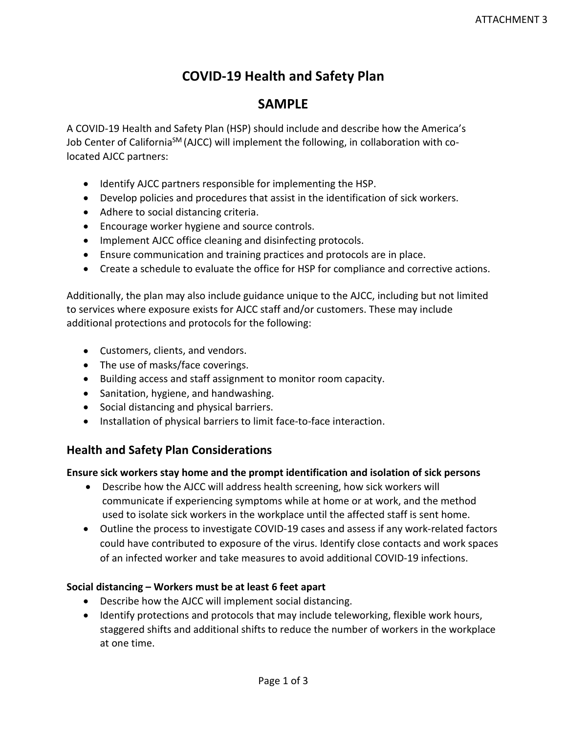ATTACHMENT 3

# COVID-19 Health and Safety Plan

## SAMPLE

A COVID-19 Health and Safety Plan (HSP) should include and describe how the America's Job Center of California[SM] (AJCC) will implement the following, in collaboration with co-located AJCC partners:

- Identify AJCC partners responsible for implementing the HSP.
- Develop policies and procedures that assist in the identification of sick workers.
- Adhere to social distancing criteria.
- Encourage worker hygiene and source controls.
- Implement AJCC office cleaning and disinfecting protocols.
- Ensure communication and training practices and protocols are in place.
- Create a schedule to evaluate the office for HSP for compliance and corrective actions.

Additionally, the plan may also include guidance unique to the AJCC, including but not limited to services where exposure exists for AJCC staff and/or customers. These may include additional protections and protocols for the following:

- Customers, clients, and vendors.
- The use of masks/face coverings.
- Building access and staff assignment to monitor room capacity.
- Sanitation, hygiene, and handwashing.
- Social distancing and physical barriers.
- Installation of physical barriers to limit face-to-face interaction.

## Health and Safety Plan Considerations

**Ensure sick workers stay home and the prompt identification and isolation of sick persons**

- Describe how the AJCC will address health screening, how sick workers will communicate if experiencing symptoms while at home or at work, and the method used to isolate sick workers in the workplace until the affected staff is sent home.
- Outline the process to investigate COVID-19 cases and assess if any work-related factors could have contributed to exposure of the virus. Identify close contacts and work spaces of an infected worker and take measures to avoid additional COVID-19 infections.

**Social distancing – Workers must be at least 6 feet apart**

- Describe how the AJCC will implement social distancing.
- Identify protections and protocols that may include teleworking, flexible work hours, staggered shifts and additional shifts to reduce the number of workers in the workplace at one time.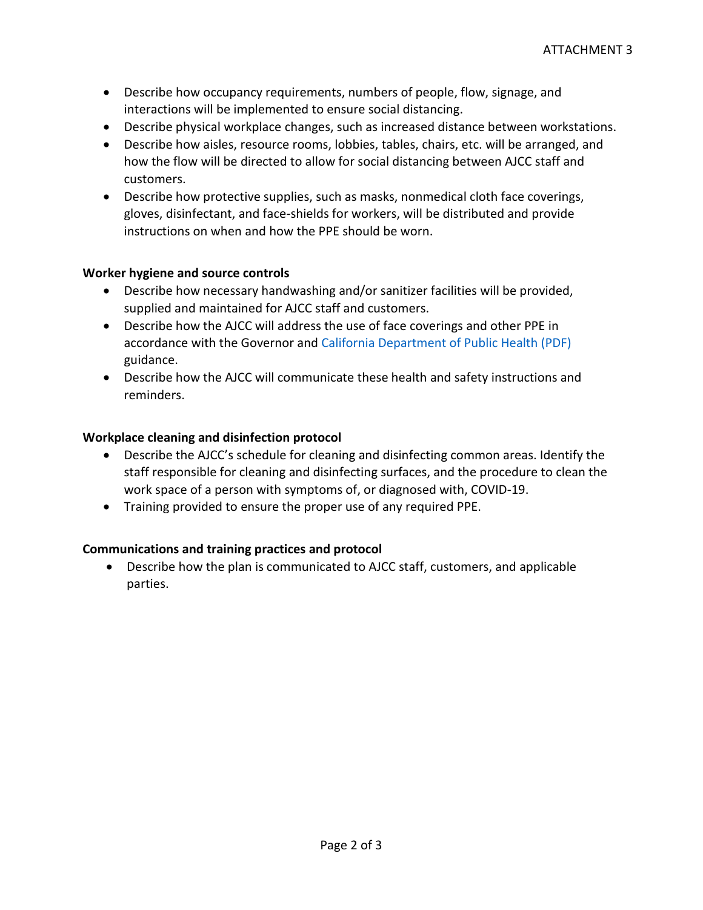- Describe how occupancy requirements, numbers of people, flow, signage, and interactions will be implemented to ensure social distancing.
- Describe physical workplace changes, such as increased distance between workstations.
- Describe how aisles, resource rooms, lobbies, tables, chairs, etc. will be arranged, and how the flow will be directed to allow for social distancing between AJCC staff and customers.
- Describe how protective supplies, such as masks, nonmedical cloth face coverings, gloves, disinfectant, and face-shields for workers, will be distributed and provide instructions on when and how the PPE should be worn.

**Worker hygiene and source controls**

- Describe how necessary handwashing and/or sanitizer facilities will be provided, supplied and maintained for AJCC staff and customers.
- Describe how the AJCC will address the use of face coverings and other PPE in accordance with the Governor and California Department of Public Health (PDF) guidance.
- Describe how the AJCC will communicate these health and safety instructions and reminders.

**Workplace cleaning and disinfection protocol**

- Describe the AJCC's schedule for cleaning and disinfecting common areas. Identify the staff responsible for cleaning and disinfecting surfaces, and the procedure to clean the work space of a person with symptoms of, or diagnosed with, COVID-19.
- Training provided to ensure the proper use of any required PPE.

**Communications and training practices and protocol**

- Describe how the plan is communicated to AJCC staff, customers, and applicable parties.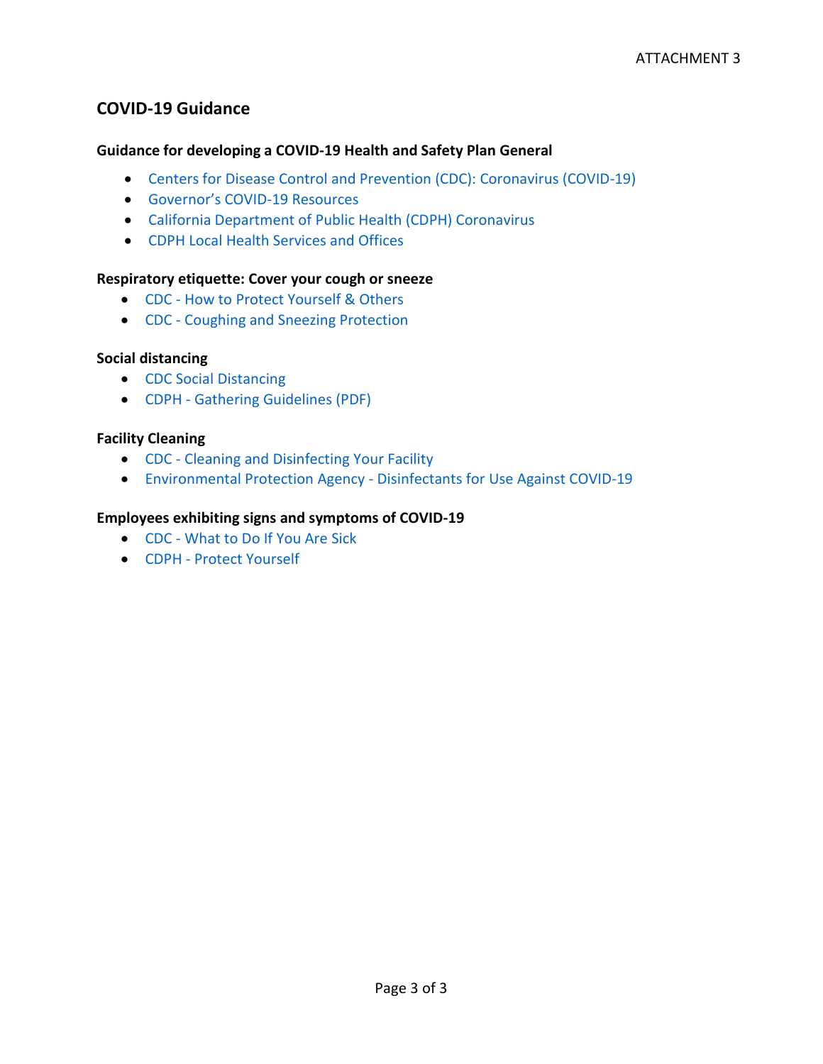## COVID-19 Guidance

**Guidance for developing a COVID-19 Health and Safety Plan General**

- Centers for Disease Control and Prevention (CDC): Coronavirus (COVID-19)
- Governor's COVID-19 Resources
- California Department of Public Health (CDPH) Coronavirus
- CDPH Local Health Services and Offices

**Respiratory etiquette: Cover your cough or sneeze**

- CDC - How to Protect Yourself & Others
- CDC - Coughing and Sneezing Protection

**Social distancing**

- CDC Social Distancing
- CDPH - Gathering Guidelines (PDF)

**Facility Cleaning**

- CDC - Cleaning and Disinfecting Your Facility
- Environmental Protection Agency - Disinfectants for Use Against COVID-19

**Employees exhibiting signs and symptoms of COVID-19**

- CDC - What to Do If You Are Sick
- CDPH - Protect Yourself